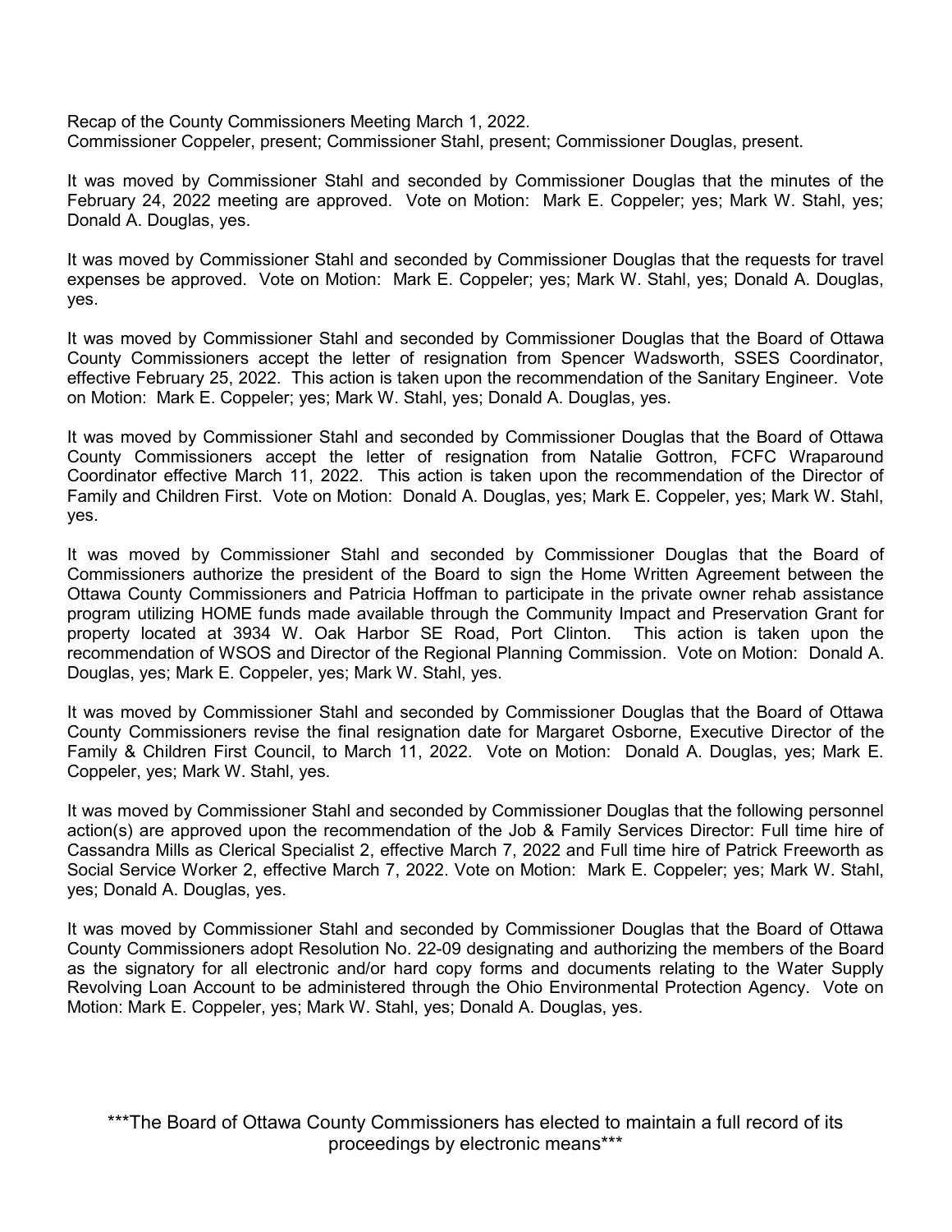Recap of the County Commissioners Meeting March 1, 2022.
Commissioner Coppeler, present; Commissioner Stahl, present; Commissioner Douglas, present.

It was moved by Commissioner Stahl and seconded by Commissioner Douglas that the minutes of the February 24, 2022 meeting are approved. Vote on Motion: Mark E. Coppeler; yes; Mark W. Stahl, yes; Donald A. Douglas, yes.

It was moved by Commissioner Stahl and seconded by Commissioner Douglas that the requests for travel expenses be approved. Vote on Motion: Mark E. Coppeler; yes; Mark W. Stahl, yes; Donald A. Douglas, yes.

It was moved by Commissioner Stahl and seconded by Commissioner Douglas that the Board of Ottawa County Commissioners accept the letter of resignation from Spencer Wadsworth, SSES Coordinator, effective February 25, 2022. This action is taken upon the recommendation of the Sanitary Engineer. Vote on Motion: Mark E. Coppeler; yes; Mark W. Stahl, yes; Donald A. Douglas, yes.

It was moved by Commissioner Stahl and seconded by Commissioner Douglas that the Board of Ottawa County Commissioners accept the letter of resignation from Natalie Gottron, FCFC Wraparound Coordinator effective March 11, 2022. This action is taken upon the recommendation of the Director of Family and Children First. Vote on Motion: Donald A. Douglas, yes; Mark E. Coppeler, yes; Mark W. Stahl, yes.

It was moved by Commissioner Stahl and seconded by Commissioner Douglas that the Board of Commissioners authorize the president of the Board to sign the Home Written Agreement between the Ottawa County Commissioners and Patricia Hoffman to participate in the private owner rehab assistance program utilizing HOME funds made available through the Community Impact and Preservation Grant for property located at 3934 W. Oak Harbor SE Road, Port Clinton. This action is taken upon the recommendation of WSOS and Director of the Regional Planning Commission. Vote on Motion: Donald A. Douglas, yes; Mark E. Coppeler, yes; Mark W. Stahl, yes.

It was moved by Commissioner Stahl and seconded by Commissioner Douglas that the Board of Ottawa County Commissioners revise the final resignation date for Margaret Osborne, Executive Director of the Family & Children First Council, to March 11, 2022. Vote on Motion: Donald A. Douglas, yes; Mark E. Coppeler, yes; Mark W. Stahl, yes.

It was moved by Commissioner Stahl and seconded by Commissioner Douglas that the following personnel action(s) are approved upon the recommendation of the Job & Family Services Director: Full time hire of Cassandra Mills as Clerical Specialist 2, effective March 7, 2022 and Full time hire of Patrick Freeworth as Social Service Worker 2, effective March 7, 2022. Vote on Motion: Mark E. Coppeler; yes; Mark W. Stahl, yes; Donald A. Douglas, yes.

It was moved by Commissioner Stahl and seconded by Commissioner Douglas that the Board of Ottawa County Commissioners adopt Resolution No. 22-09 designating and authorizing the members of the Board as the signatory for all electronic and/or hard copy forms and documents relating to the Water Supply Revolving Loan Account to be administered through the Ohio Environmental Protection Agency. Vote on Motion: Mark E. Coppeler, yes; Mark W. Stahl, yes; Donald A. Douglas, yes.

***The Board of Ottawa County Commissioners has elected to maintain a full record of its proceedings by electronic means***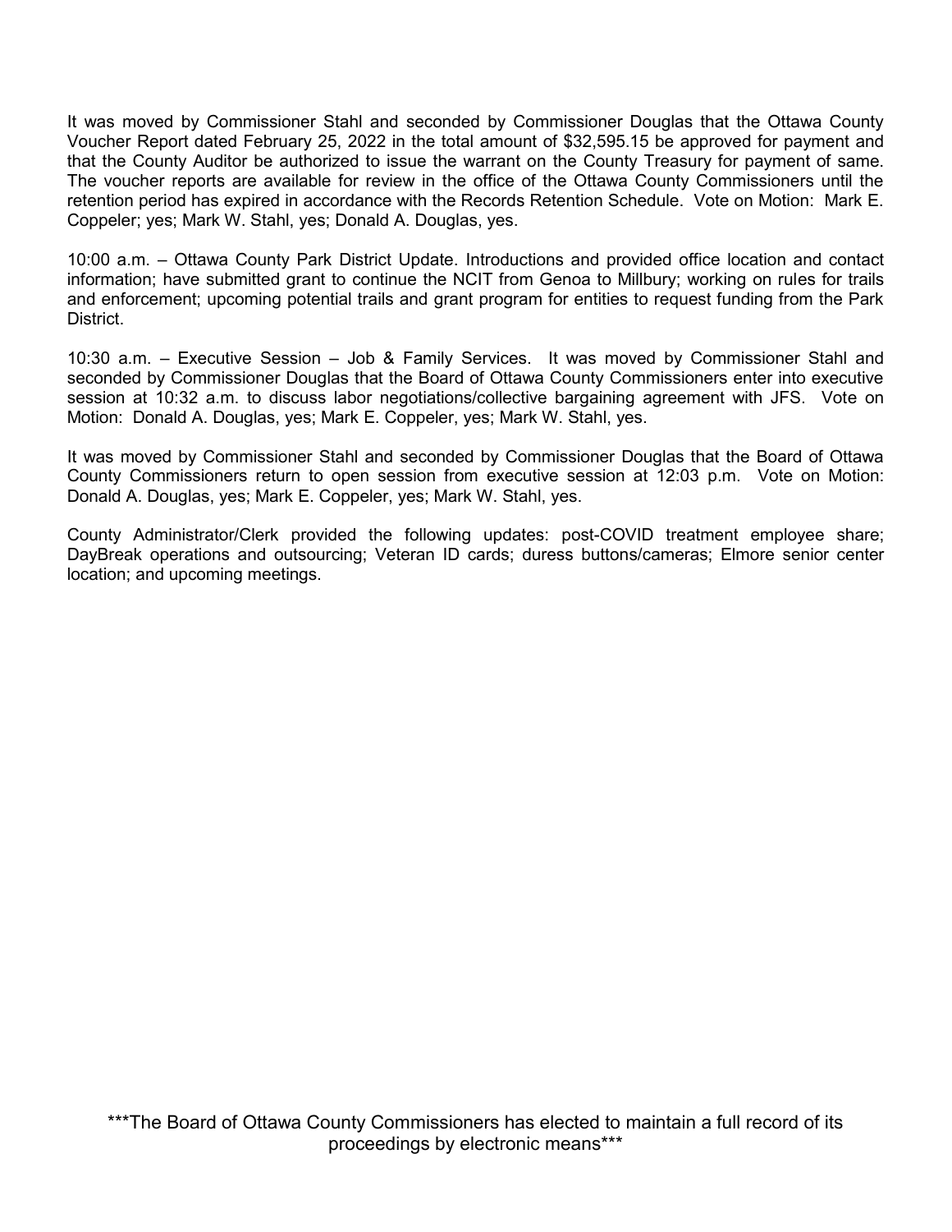It was moved by Commissioner Stahl and seconded by Commissioner Douglas that the Ottawa County Voucher Report dated February 25, 2022 in the total amount of $32,595.15 be approved for payment and that the County Auditor be authorized to issue the warrant on the County Treasury for payment of same. The voucher reports are available for review in the office of the Ottawa County Commissioners until the retention period has expired in accordance with the Records Retention Schedule. Vote on Motion: Mark E. Coppeler; yes; Mark W. Stahl, yes; Donald A. Douglas, yes.

10:00 a.m. – Ottawa County Park District Update. Introductions and provided office location and contact information; have submitted grant to continue the NCIT from Genoa to Millbury; working on rules for trails and enforcement; upcoming potential trails and grant program for entities to request funding from the Park District.

10:30 a.m. – Executive Session – Job & Family Services. It was moved by Commissioner Stahl and seconded by Commissioner Douglas that the Board of Ottawa County Commissioners enter into executive session at 10:32 a.m. to discuss labor negotiations/collective bargaining agreement with JFS. Vote on Motion: Donald A. Douglas, yes; Mark E. Coppeler, yes; Mark W. Stahl, yes.

It was moved by Commissioner Stahl and seconded by Commissioner Douglas that the Board of Ottawa County Commissioners return to open session from executive session at 12:03 p.m. Vote on Motion: Donald A. Douglas, yes; Mark E. Coppeler, yes; Mark W. Stahl, yes.

County Administrator/Clerk provided the following updates: post-COVID treatment employee share; DayBreak operations and outsourcing; Veteran ID cards; duress buttons/cameras; Elmore senior center location; and upcoming meetings.

***The Board of Ottawa County Commissioners has elected to maintain a full record of its proceedings by electronic means***